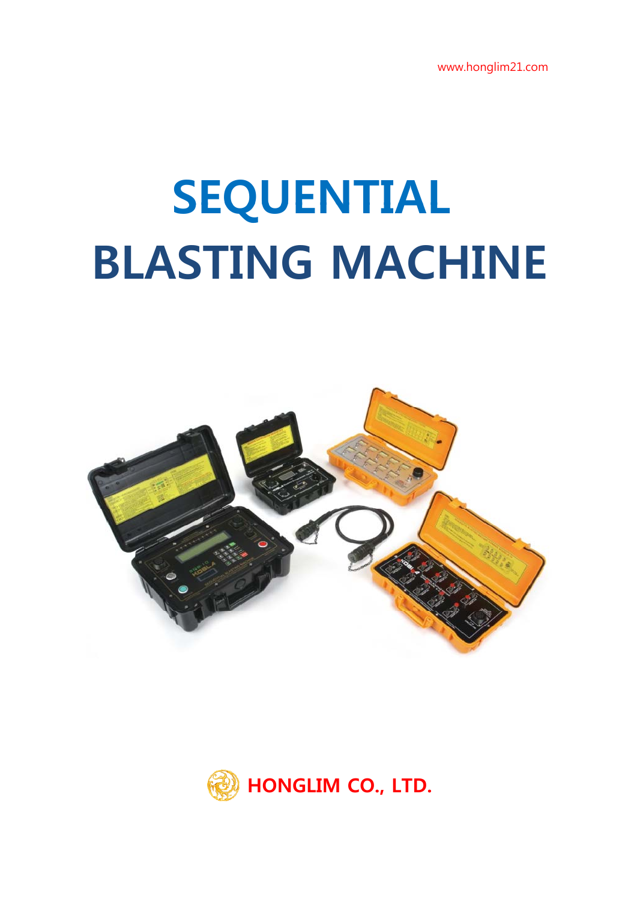www.honglim21.com

# SEQUENTIAL BLASTING MACHINE

HONGLIM CO., LTD.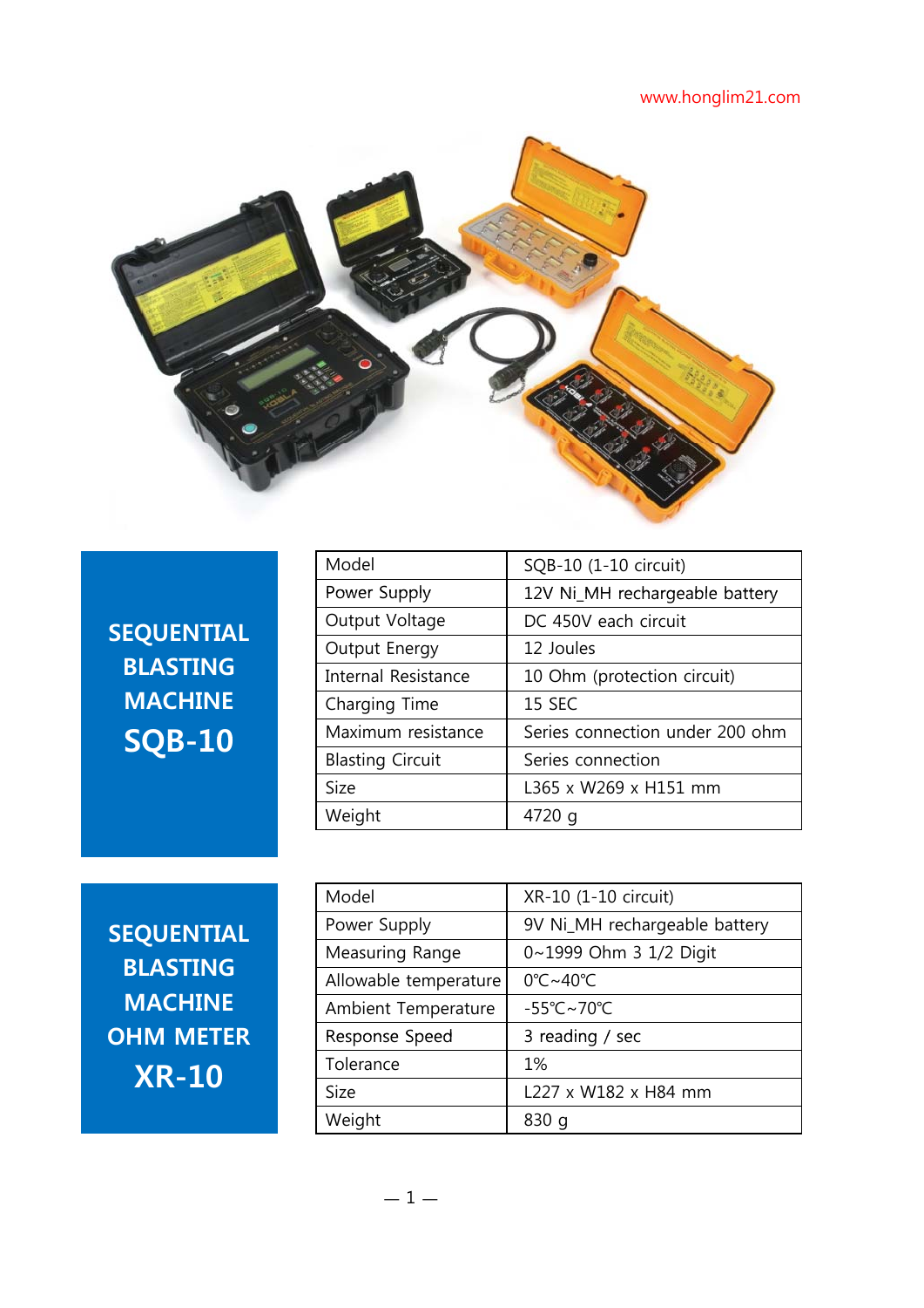www.honglim21.com

## SEQUENTIAL BLASTING MACHINE SQB-10

| Model | SQB-10 (1-10 circuit) |
|---|---|
| Power Supply | 12V Ni_MH rechargeable battery |
| Output Voltage | DC 450V each circuit |
| Output Energy | 12 Joules |
| Internal Resistance | 10 Ohm (protection circuit) |
| Charging Time | 15 SEC |
| Maximum resistance | Series connection under 200 ohm |
| Blasting Circuit | Series connection |
| Size | L365 x W269 x H151 mm |
| Weight | 4720 g |

## SEQUENTIAL BLASTING MACHINE OHM METER XR-10

| Model | XR-10 (1-10 circuit) |
|---|---|
| Power Supply | 9V Ni_MH rechargeable battery |
| Measuring Range | 0~1999 Ohm 3 1/2 Digit |
| Allowable temperature | 0℃~40℃ |
| Ambient Temperature | -55℃~70℃ |
| Response Speed | 3 reading / sec |
| Tolerance | 1% |
| Size | L227 x W182 x H84 mm |
| Weight | 830 g |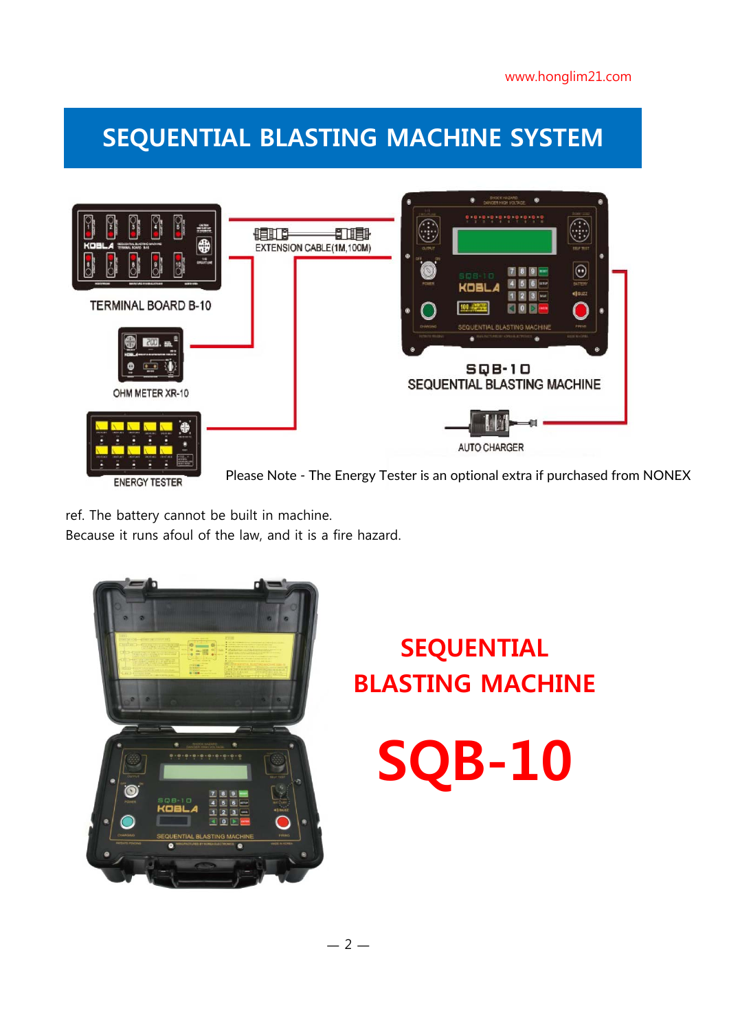# SEQUENTIAL BLASTING MACHINE SYSTEM

TERMINAL BOARD B-10

EXTENSION CABLE(1M,100M)

SQB-10
SEQUENTIAL BLASTING MACHINE

OHM METER XR-10

AUTO CHARGER

ENERGY TESTER

Please Note - The Energy Tester is an optional extra if purchased from NONEX

ref. The battery cannot be built in machine.
Because it runs afoul of the law, and it is a fire hazard.

## SEQUENTIAL BLASTING MACHINE

# SQB-10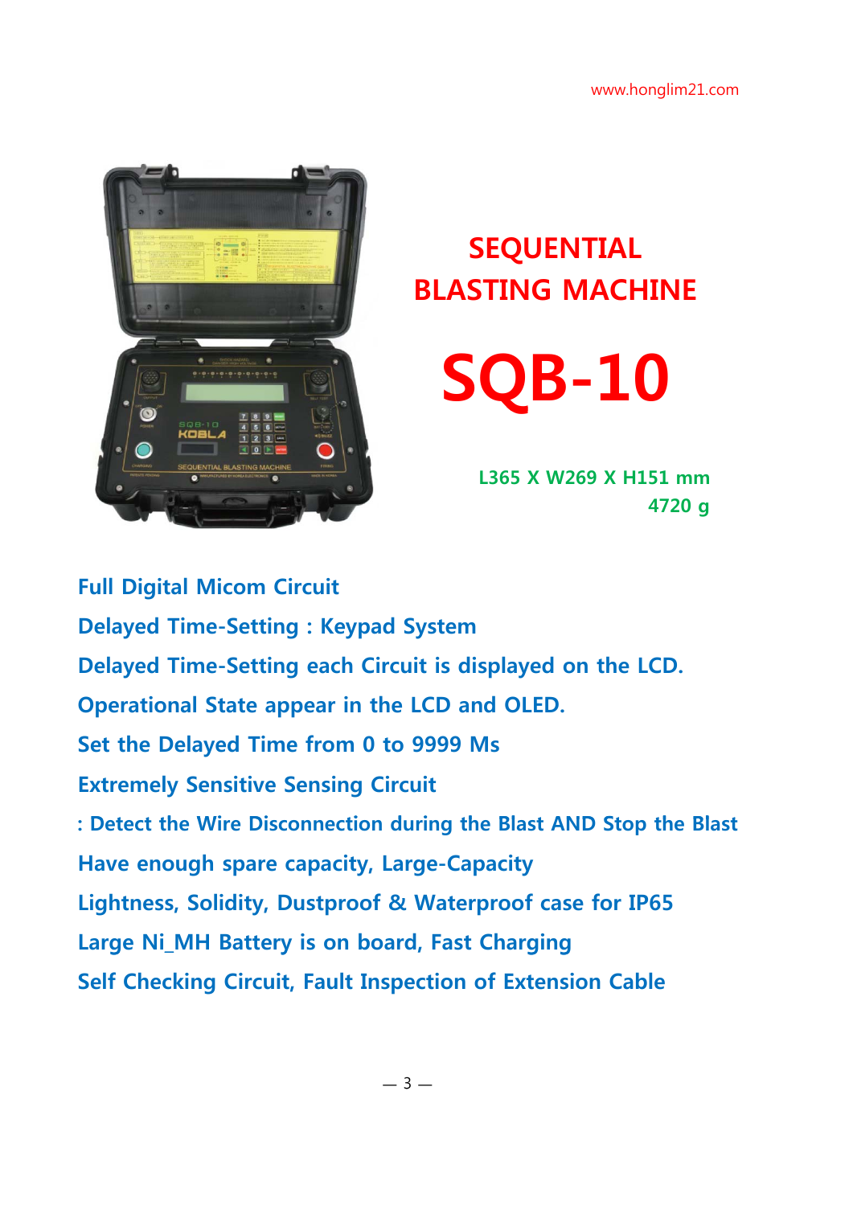# SEQUENTIAL BLASTING MACHINE

# SQB-10

**L365 X W269 X H151 mm**
**4720 g**

**Full Digital Micom Circuit**

**Delayed Time-Setting : Keypad System**

**Delayed Time-Setting each Circuit is displayed on the LCD.**

**Operational State appear in the LCD and OLED.**

**Set the Delayed Time from 0 to 9999 Ms**

**Extremely Sensitive Sensing Circuit**

**: Detect the Wire Disconnection during the Blast AND Stop the Blast**

**Have enough spare capacity, Large-Capacity**

**Lightness, Solidity, Dustproof & Waterproof case for IP65**

**Large Ni_MH Battery is on board, Fast Charging**

**Self Checking Circuit, Fault Inspection of Extension Cable**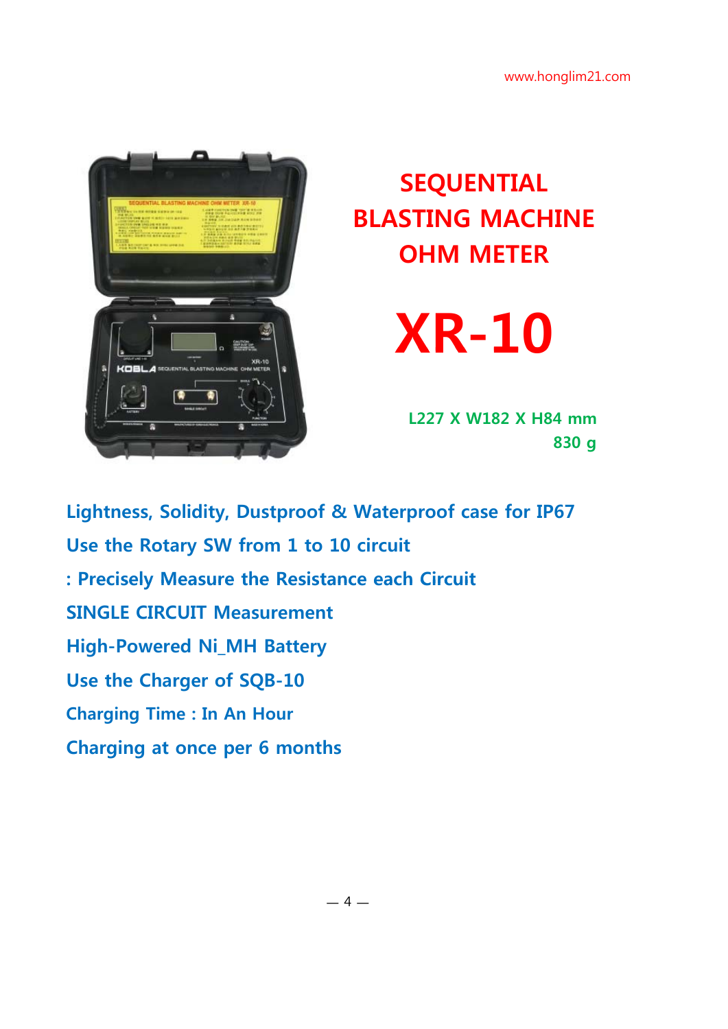# SEQUENTIAL BLASTING MACHINE OHM METER

# XR-10

**L227 X W182 X H84 mm**
**830 g**

**Lightness, Solidity, Dustproof & Waterproof case for IP67**

**Use the Rotary SW from 1 to 10 circuit**

**: Precisely Measure the Resistance each Circuit**

**SINGLE CIRCUIT Measurement**

**High-Powered Ni_MH Battery**

**Use the Charger of SQB-10**

**Charging Time : In An Hour**

**Charging at once per 6 months**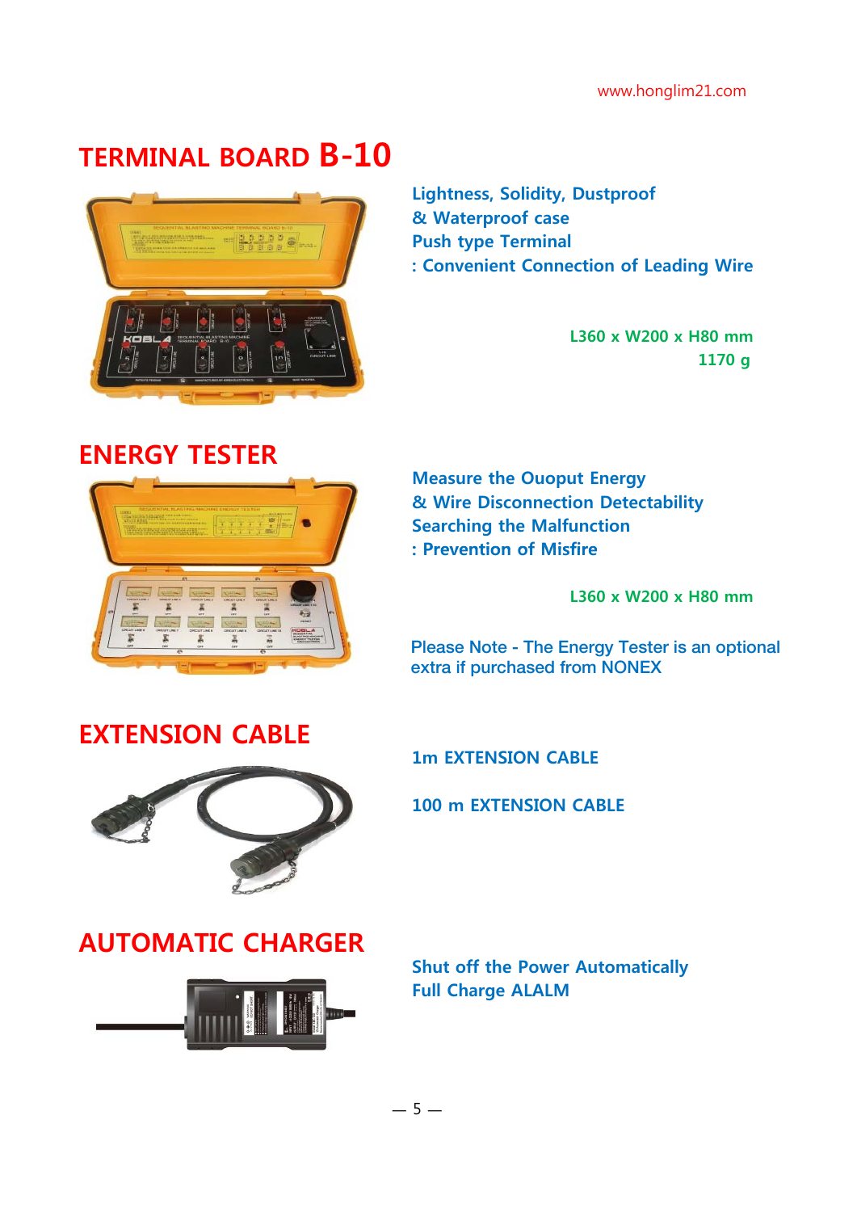# TERMINAL BOARD B-10

Lightness, Solidity, Dustproof
& Waterproof case
Push type Terminal
: Convenient Connection of Leading Wire

L360 x W200 x H80 mm
1170 g

# ENERGY TESTER

Measure the Ouoput Energy
& Wire Disconnection Detectability
Searching the Malfunction
: Prevention of Misfire

L360 x W200 x H80 mm

Please Note - The Energy Tester is an optional extra if purchased from NONEX

# EXTENSION CABLE

1m EXTENSION CABLE

100 m EXTENSION CABLE

# AUTOMATIC CHARGER

Shut off the Power Automatically
Full Charge ALALM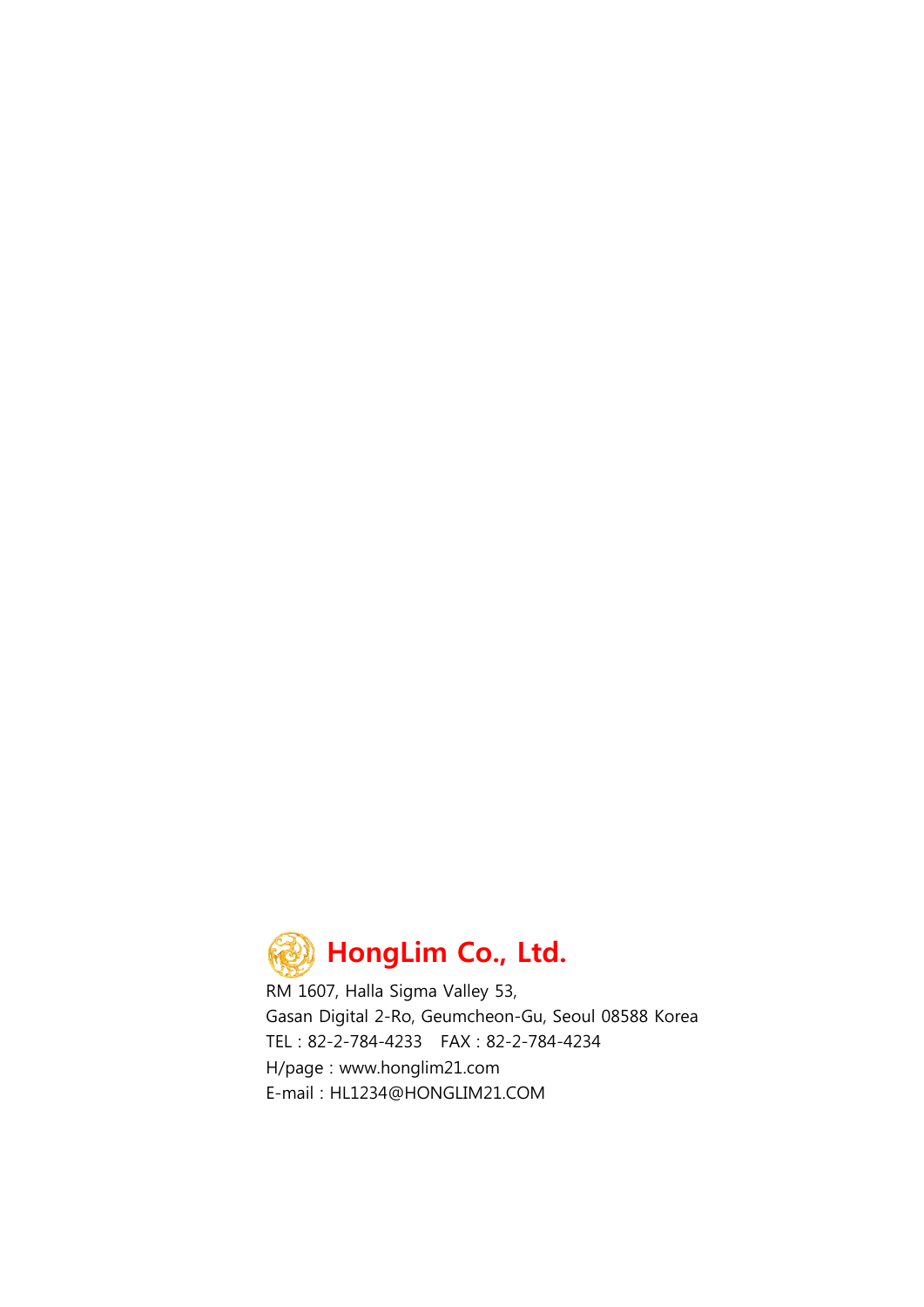**HongLim Co., Ltd.**

RM 1607, Halla Sigma Valley 53,
Gasan Digital 2-Ro, Geumcheon-Gu, Seoul 08588 Korea
TEL : 82-2-784-4233    FAX : 82-2-784-4234
H/page : www.honglim21.com
E-mail : HL1234@HONGLIM21.COM